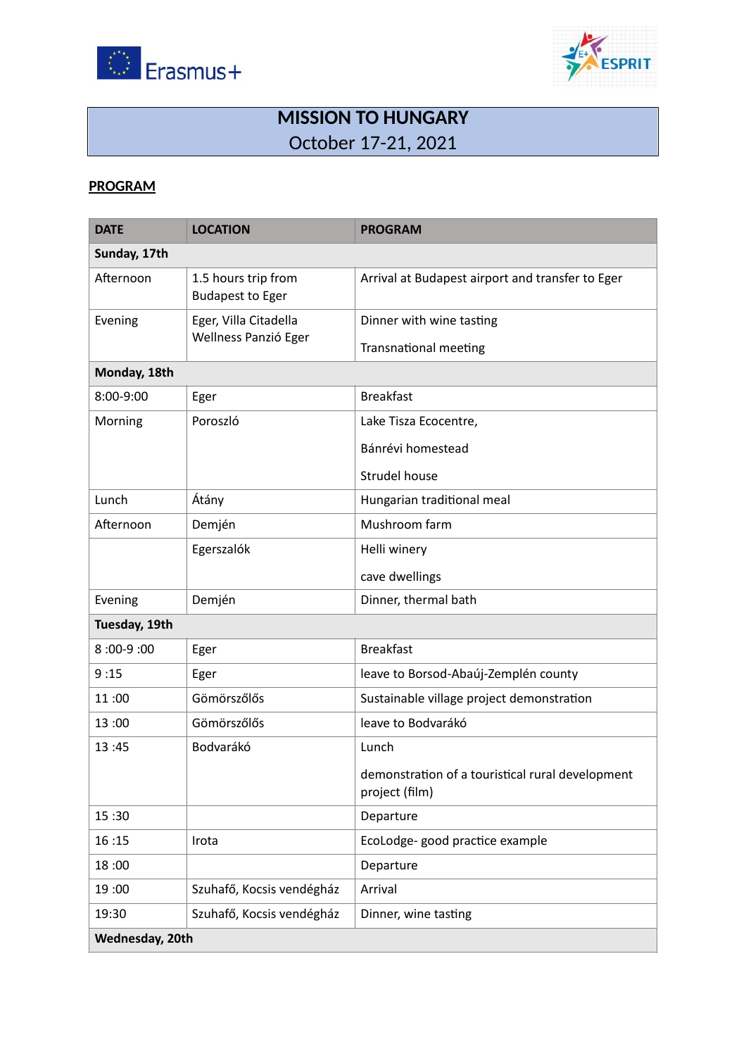# MISSION TO HUNGARY

October 17-21, 2021

**PROGRAM**

| DATE | LOCATION | PROGRAM |
|---|---|---|
| **Sunday, 17th** | | |
| Afternoon | 1.5 hours trip from Budapest to Eger | Arrival at Budapest airport and transfer to Eger |
| Evening | Eger, Villa Citadella Wellness Panzió Eger | Dinner with wine tasting<br>Transnational meeting |
| **Monday, 18th** | | |
| 8:00-9:00 | Eger | Breakfast |
| Morning | Poroszló | Lake Tisza Ecocentre,<br>Bánrévi homestead<br>Strudel house |
| Lunch | Átány | Hungarian traditional meal |
| Afternoon | Demjén | Mushroom farm |
| | Egerszalók | Helli winery<br>cave dwellings |
| Evening | Demjén | Dinner, thermal bath |
| **Tuesday, 19th** | | |
| 8 :00-9 :00 | Eger | Breakfast |
| 9 :15 | Eger | leave to Borsod-Abaúj-Zemplén county |
| 11 :00 | Gömörszőlős | Sustainable village project demonstration |
| 13 :00 | Gömörszőlős | leave to Bodvarákó |
| 13 :45 | Bodvarákó | Lunch<br>demonstration of a touristical rural development project (film) |
| 15 :30 | | Departure |
| 16 :15 | Irota | EcoLodge- good practice example |
| 18 :00 | | Departure |
| 19 :00 | Szuhafő, Kocsis vendégház | Arrival |
| 19:30 | Szuhafő, Kocsis vendégház | Dinner, wine tasting |
| **Wednesday, 20th** | | |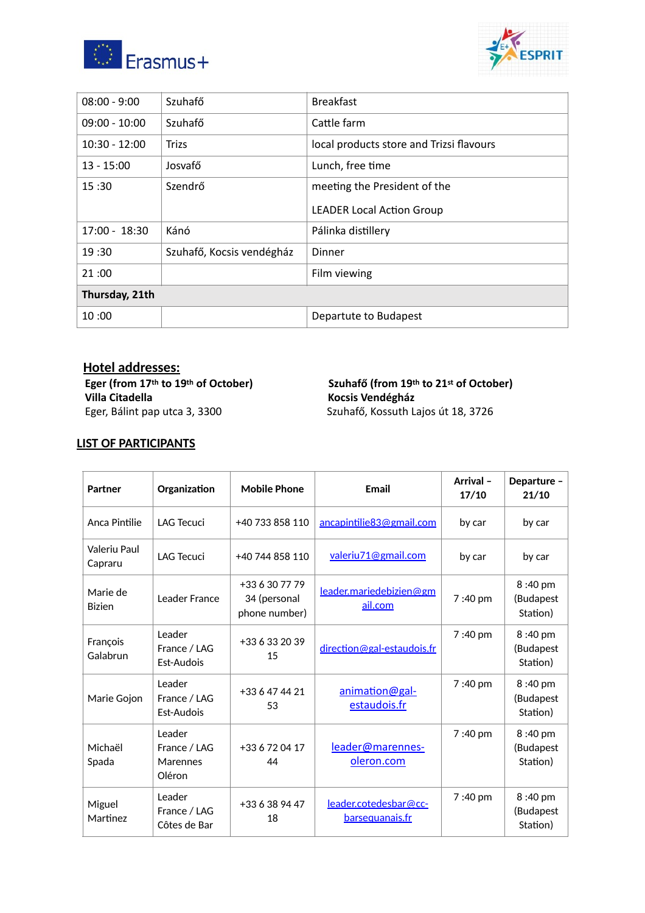| 08:00 - 9:00 | Szuhafő | Breakfast |
|---|---|---|
| 09:00 - 10:00 | Szuhafő | Cattle farm |
| 10:30 - 12:00 | Trizs | local products store and Trizsi flavours |
| 13 - 15:00 | Josvafő | Lunch, free time |
| 15 :30 | Szendrő | meeting the President of the LEADER Local Action Group |
| 17:00 - 18:30 | Kánó | Pálinka distillery |
| 19 :30 | Szuhafő, Kocsis vendégház | Dinner |
| 21 :00 | | Film viewing |
| **Thursday, 21th** | | |
| 10 :00 | | Departute to Budapest |

## Hotel addresses:

**Eger (from 17th to 19th of October)**
**Villa Citadella**
Eger, Bálint pap utca 3, 3300

**Szuhafő (from 19th to 21st of October)**
**Kocsis Vendégház**
Szuhafő, Kossuth Lajos út 18, 3726

## LIST OF PARTICIPANTS

| Partner | Organization | Mobile Phone | Email | Arrival – 17/10 | Departure – 21/10 |
|---|---|---|---|---|---|
| Anca Pintilie | LAG Tecuci | +40 733 858 110 | ancapintilie83@gmail.com | by car | by car |
| Valeriu Paul Capraru | LAG Tecuci | +40 744 858 110 | valeriu71@gmail.com | by car | by car |
| Marie de Bizien | Leader France | +33 6 30 77 79 34 (personal phone number) | leader.mariedebizien@gmail.com | 7 :40 pm | 8 :40 pm (Budapest Station) |
| François Galabrun | Leader France / LAG Est-Audois | +33 6 33 20 39 15 | direction@gal-estaudois.fr | 7 :40 pm | 8 :40 pm (Budapest Station) |
| Marie Gojon | Leader France / LAG Est-Audois | +33 6 47 44 21 53 | animation@gal-estaudois.fr | 7 :40 pm | 8 :40 pm (Budapest Station) |
| Michaël Spada | Leader France / LAG Marennes Oléron | +33 6 72 04 17 44 | leader@marennes-oleron.com | 7 :40 pm | 8 :40 pm (Budapest Station) |
| Miguel Martinez | Leader France / LAG Côtes de Bar | +33 6 38 94 47 18 | leader.cotedesbar@cc-barsequanais.fr | 7 :40 pm | 8 :40 pm (Budapest Station) |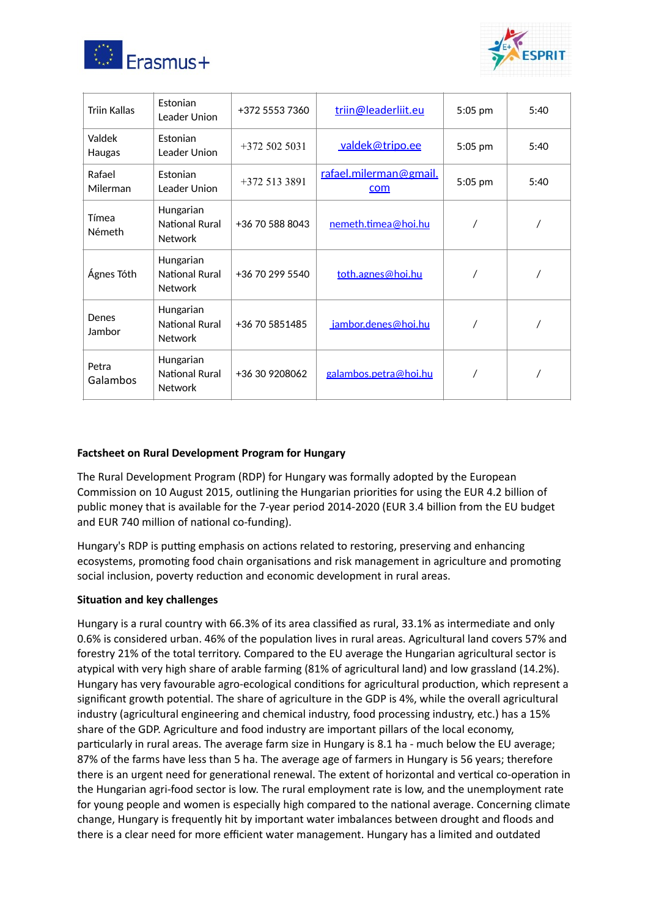| Triin Kallas | Estonian Leader Union | +372 5553 7360 | triin@leaderliit.eu | 5:05 pm | 5:40 |
|---|---|---|---|---|---|
| Valdek Haugas | Estonian Leader Union | +372 502 5031 | valdek@tripo.ee | 5:05 pm | 5:40 |
| Rafael Milerman | Estonian Leader Union | +372 513 3891 | rafael.milerman@gmail.com | 5:05 pm | 5:40 |
| Tímea Németh | Hungarian National Rural Network | +36 70 588 8043 | nemeth.timea@hoi.hu | / | / |
| Ágnes Tóth | Hungarian National Rural Network | +36 70 299 5540 | toth.agnes@hoi.hu | / | / |
| Denes Jambor | Hungarian National Rural Network | +36 70 5851485 | jambor.denes@hoi.hu | / | / |
| Petra Galambos | Hungarian National Rural Network | +36 30 9208062 | galambos.petra@hoi.hu | / | / |

**Factsheet on Rural Development Program for Hungary**

The Rural Development Program (RDP) for Hungary was formally adopted by the European Commission on 10 August 2015, outlining the Hungarian priorities for using the EUR 4.2 billion of public money that is available for the 7-year period 2014-2020 (EUR 3.4 billion from the EU budget and EUR 740 million of national co-funding).

Hungary's RDP is putting emphasis on actions related to restoring, preserving and enhancing ecosystems, promoting food chain organisations and risk management in agriculture and promoting social inclusion, poverty reduction and economic development in rural areas.

**Situation and key challenges**

Hungary is a rural country with 66.3% of its area classified as rural, 33.1% as intermediate and only 0.6% is considered urban. 46% of the population lives in rural areas. Agricultural land covers 57% and forestry 21% of the total territory. Compared to the EU average the Hungarian agricultural sector is atypical with very high share of arable farming (81% of agricultural land) and low grassland (14.2%). Hungary has very favourable agro-ecological conditions for agricultural production, which represent a significant growth potential. The share of agriculture in the GDP is 4%, while the overall agricultural industry (agricultural engineering and chemical industry, food processing industry, etc.) has a 15% share of the GDP. Agriculture and food industry are important pillars of the local economy, particularly in rural areas. The average farm size in Hungary is 8.1 ha - much below the EU average; 87% of the farms have less than 5 ha. The average age of farmers in Hungary is 56 years; therefore there is an urgent need for generational renewal. The extent of horizontal and vertical co-operation in the Hungarian agri-food sector is low. The rural employment rate is low, and the unemployment rate for young people and women is especially high compared to the national average. Concerning climate change, Hungary is frequently hit by important water imbalances between drought and floods and there is a clear need for more efficient water management. Hungary has a limited and outdated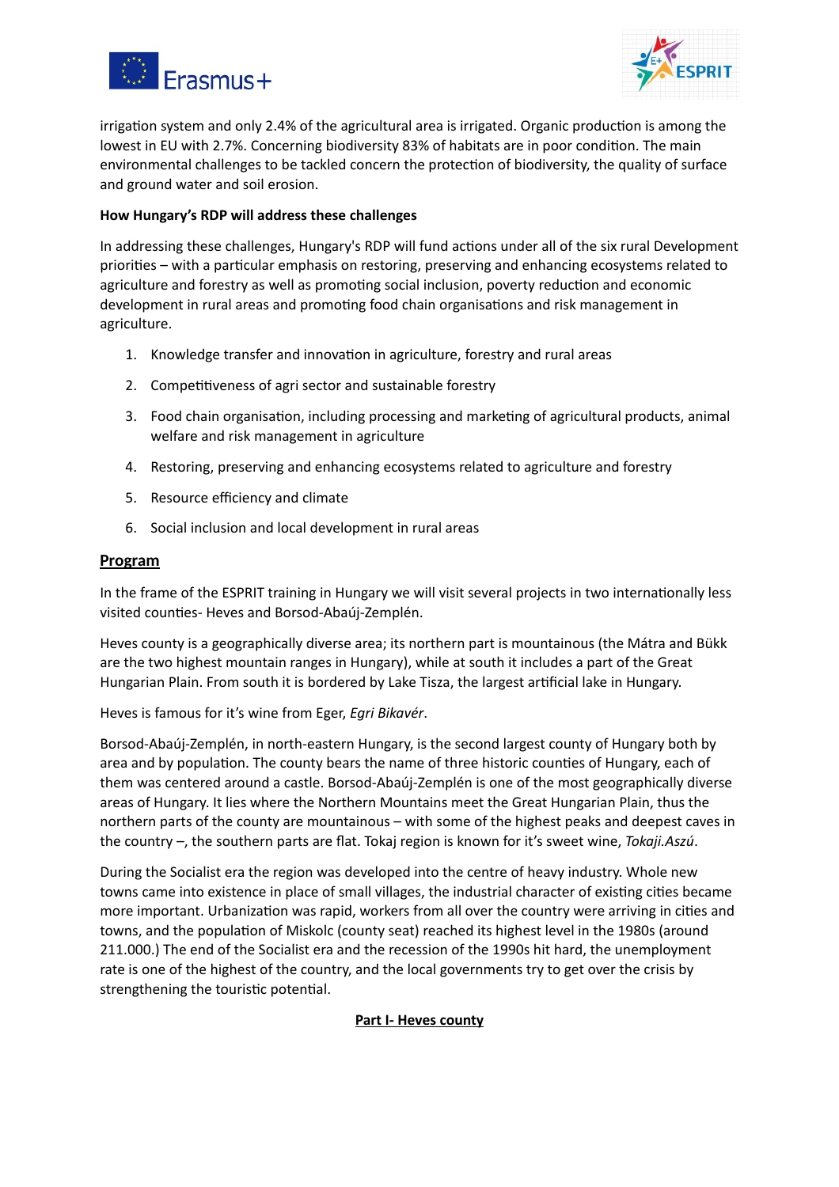irrigation system and only 2.4% of the agricultural area is irrigated. Organic production is among the lowest in EU with 2.7%. Concerning biodiversity 83% of habitats are in poor condition. The main environmental challenges to be tackled concern the protection of biodiversity, the quality of surface and ground water and soil erosion.

**How Hungary's RDP will address these challenges**

In addressing these challenges, Hungary's RDP will fund actions under all of the six rural Development priorities – with a particular emphasis on restoring, preserving and enhancing ecosystems related to agriculture and forestry as well as promoting social inclusion, poverty reduction and economic development in rural areas and promoting food chain organisations and risk management in agriculture.

1. Knowledge transfer and innovation in agriculture, forestry and rural areas
2. Competitiveness of agri sector and sustainable forestry
3. Food chain organisation, including processing and marketing of agricultural products, animal welfare and risk management in agriculture
4. Restoring, preserving and enhancing ecosystems related to agriculture and forestry
5. Resource efficiency and climate
6. Social inclusion and local development in rural areas

## Program

In the frame of the ESPRIT training in Hungary we will visit several projects in two internationally less visited counties- Heves and Borsod-Abaúj-Zemplén.

Heves county is a geographically diverse area; its northern part is mountainous (the Mátra and Bükk are the two highest mountain ranges in Hungary), while at south it includes a part of the Great Hungarian Plain. From south it is bordered by Lake Tisza, the largest artificial lake in Hungary.

Heves is famous for it's wine from Eger, *Egri Bikavér*.

Borsod-Abaúj-Zemplén, in north-eastern Hungary, is the second largest county of Hungary both by area and by population. The county bears the name of three historic counties of Hungary, each of them was centered around a castle. Borsod-Abaúj-Zemplén is one of the most geographically diverse areas of Hungary. It lies where the Northern Mountains meet the Great Hungarian Plain, thus the northern parts of the county are mountainous – with some of the highest peaks and deepest caves in the country –, the southern parts are flat. Tokaj region is known for it's sweet wine, *Tokaji.Aszú*.

During the Socialist era the region was developed into the centre of heavy industry. Whole new towns came into existence in place of small villages, the industrial character of existing cities became more important. Urbanization was rapid, workers from all over the country were arriving in cities and towns, and the population of Miskolc (county seat) reached its highest level in the 1980s (around 211.000.) The end of the Socialist era and the recession of the 1990s hit hard, the unemployment rate is one of the highest of the country, and the local governments try to get over the crisis by strengthening the touristic potential.

## Part I- Heves county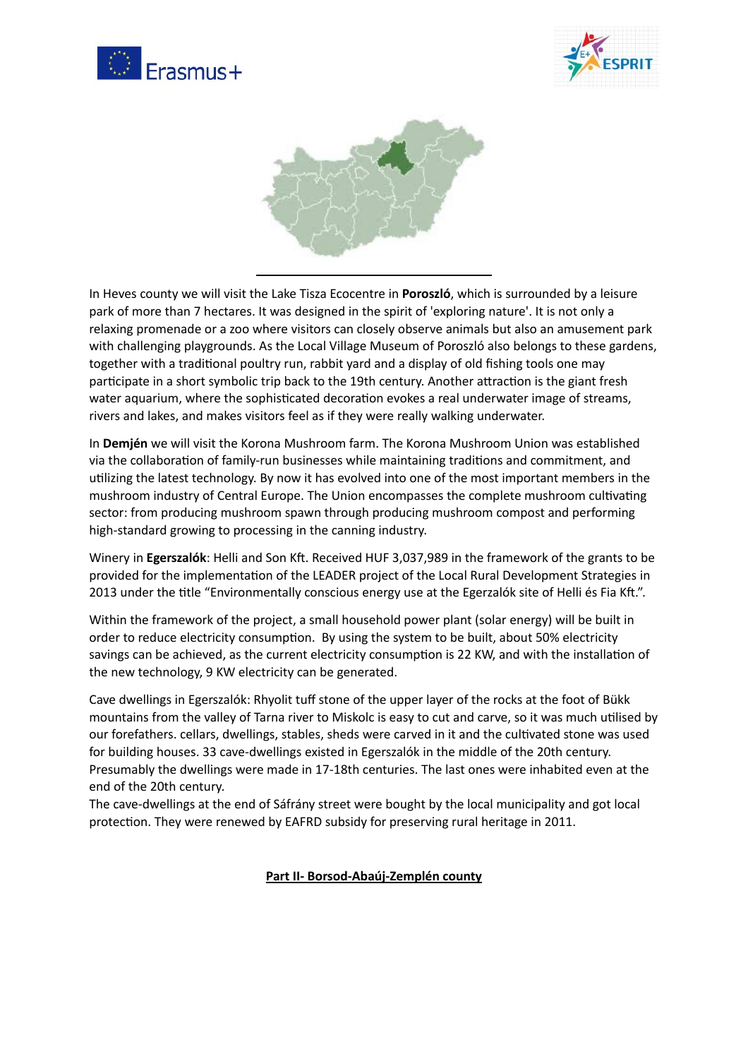In Heves county we will visit the Lake Tisza Ecocentre in **Poroszló**, which is surrounded by a leisure park of more than 7 hectares. It was designed in the spirit of 'exploring nature'. It is not only a relaxing promenade or a zoo where visitors can closely observe animals but also an amusement park with challenging playgrounds. As the Local Village Museum of Poroszló also belongs to these gardens, together with a traditional poultry run, rabbit yard and a display of old fishing tools one may participate in a short symbolic trip back to the 19th century. Another attraction is the giant fresh water aquarium, where the sophisticated decoration evokes a real underwater image of streams, rivers and lakes, and makes visitors feel as if they were really walking underwater.

In **Demjén** we will visit the Korona Mushroom farm. The Korona Mushroom Union was established via the collaboration of family-run businesses while maintaining traditions and commitment, and utilizing the latest technology. By now it has evolved into one of the most important members in the mushroom industry of Central Europe. The Union encompasses the complete mushroom cultivating sector: from producing mushroom spawn through producing mushroom compost and performing high-standard growing to processing in the canning industry.

Winery in **Egerszalók**: Helli and Son Kft. Received HUF 3,037,989 in the framework of the grants to be provided for the implementation of the LEADER project of the Local Rural Development Strategies in 2013 under the title "Environmentally conscious energy use at the Egerzalók site of Helli és Fia Kft.".

Within the framework of the project, a small household power plant (solar energy) will be built in order to reduce electricity consumption. By using the system to be built, about 50% electricity savings can be achieved, as the current electricity consumption is 22 KW, and with the installation of the new technology, 9 KW electricity can be generated.

Cave dwellings in Egerszalók: Rhyolit tuff stone of the upper layer of the rocks at the foot of Bükk mountains from the valley of Tarna river to Miskolc is easy to cut and carve, so it was much utilised by our forefathers. cellars, dwellings, stables, sheds were carved in it and the cultivated stone was used for building houses. 33 cave-dwellings existed in Egerszalók in the middle of the 20th century. Presumably the dwellings were made in 17-18th centuries. The last ones were inhabited even at the end of the 20th century.
The cave-dwellings at the end of Sáfrány street were bought by the local municipality and got local protection. They were renewed by EAFRD subsidy for preserving rural heritage in 2011.

## Part II- Borsod-Abaúj-Zemplén county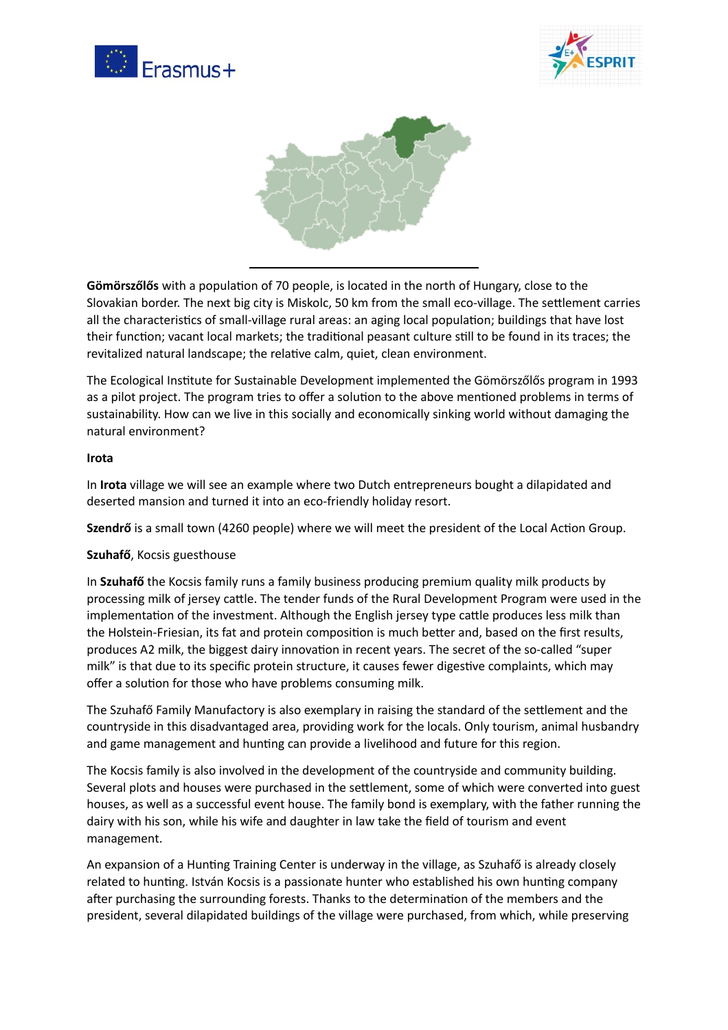**Gömörszőlős** with a population of 70 people, is located in the north of Hungary, close to the Slovakian border. The next big city is Miskolc, 50 km from the small eco-village. The settlement carries all the characteristics of small-village rural areas: an aging local population; buildings that have lost their function; vacant local markets; the traditional peasant culture still to be found in its traces; the revitalized natural landscape; the relative calm, quiet, clean environment.

The Ecological Institute for Sustainable Development implemented the Gömörszőlős program in 1993 as a pilot project. The program tries to offer a solution to the above mentioned problems in terms of sustainability. How can we live in this socially and economically sinking world without damaging the natural environment?

**Irota**

In **Irota** village we will see an example where two Dutch entrepreneurs bought a dilapidated and deserted mansion and turned it into an eco-friendly holiday resort.

**Szendrő** is a small town (4260 people) where we will meet the president of the Local Action Group.

**Szuhafő**, Kocsis guesthouse

In **Szuhafő** the Kocsis family runs a family business producing premium quality milk products by processing milk of jersey cattle. The tender funds of the Rural Development Program were used in the implementation of the investment. Although the English jersey type cattle produces less milk than the Holstein-Friesian, its fat and protein composition is much better and, based on the first results, produces A2 milk, the biggest dairy innovation in recent years. The secret of the so-called "super milk" is that due to its specific protein structure, it causes fewer digestive complaints, which may offer a solution for those who have problems consuming milk.

The Szuhafő Family Manufactory is also exemplary in raising the standard of the settlement and the countryside in this disadvantaged area, providing work for the locals. Only tourism, animal husbandry and game management and hunting can provide a livelihood and future for this region.

The Kocsis family is also involved in the development of the countryside and community building. Several plots and houses were purchased in the settlement, some of which were converted into guest houses, as well as a successful event house. The family bond is exemplary, with the father running the dairy with his son, while his wife and daughter in law take the field of tourism and event management.

An expansion of a Hunting Training Center is underway in the village, as Szuhafő is already closely related to hunting. István Kocsis is a passionate hunter who established his own hunting company after purchasing the surrounding forests. Thanks to the determination of the members and the president, several dilapidated buildings of the village were purchased, from which, while preserving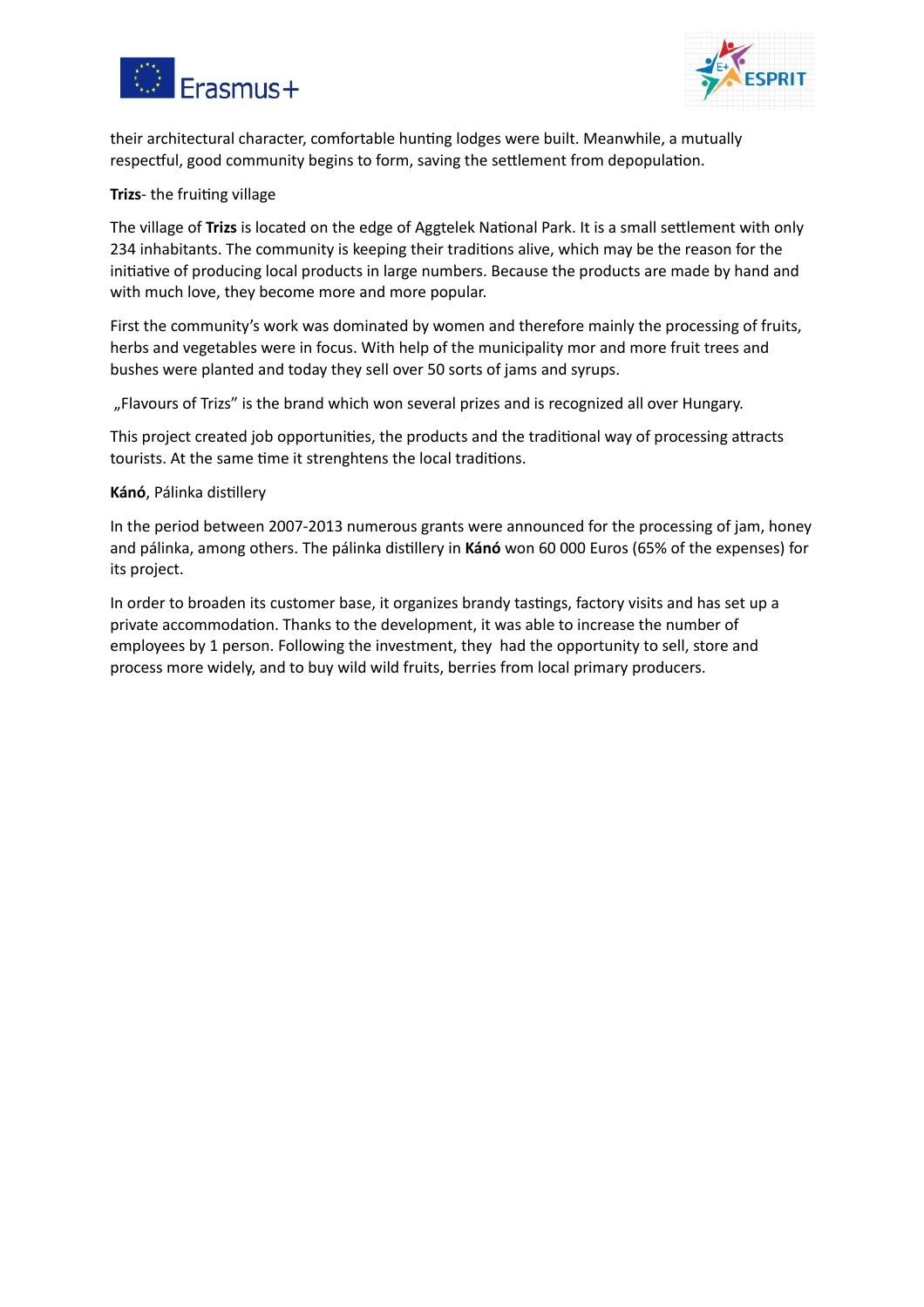their architectural character, comfortable hunting lodges were built. Meanwhile, a mutually respectful, good community begins to form, saving the settlement from depopulation.

**Trizs**- the fruiting village

The village of **Trizs** is located on the edge of Aggtelek National Park. It is a small settlement with only 234 inhabitants. The community is keeping their traditions alive, which may be the reason for the initiative of producing local products in large numbers. Because the products are made by hand and with much love, they become more and more popular.

First the community's work was dominated by women and therefore mainly the processing of fruits, herbs and vegetables were in focus. With help of the municipality mor and more fruit trees and bushes were planted and today they sell over 50 sorts of jams and syrups.

„Flavours of Trizs" is the brand which won several prizes and is recognized all over Hungary.

This project created job opportunities, the products and the traditional way of processing attracts tourists. At the same time it strenghtens the local traditions.

**Kánó**, Pálinka distillery

In the period between 2007-2013 numerous grants were announced for the processing of jam, honey and pálinka, among others. The pálinka distillery in **Kánó** won 60 000 Euros (65% of the expenses) for its project.

In order to broaden its customer base, it organizes brandy tastings, factory visits and has set up a private accommodation. Thanks to the development, it was able to increase the number of employees by 1 person. Following the investment, they had the opportunity to sell, store and process more widely, and to buy wild wild fruits, berries from local primary producers.